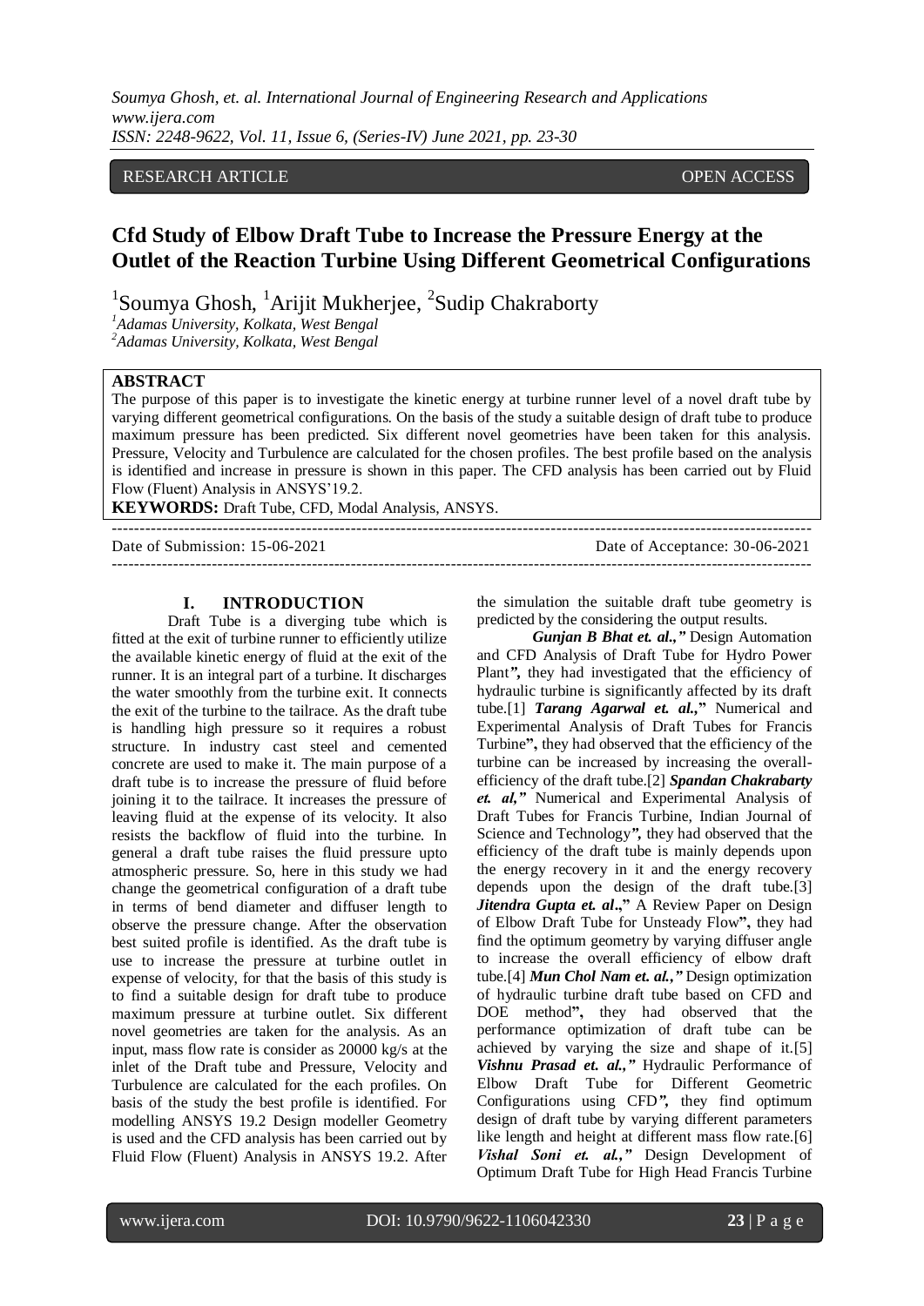RESEARCH ARTICLE OPEN ACCESS

# Cfd Study of Elbow Draft Tube to Increase the Pressure Energy at the Outlet of the Reaction Turbine Using Different Geometrical Configurations

Soumya Ghosh[1], Arijit Mukherjee[1], Sudip Chakraborty[2]

[1]*Adamas University, Kolkata, West Bengal*
[2]*Adamas University, Kolkata, West Bengal*

**ABSTRACT**

The purpose of this paper is to investigate the kinetic energy at turbine runner level of a novel draft tube by varying different geometrical configurations. On the basis of the study a suitable design of draft tube to produce maximum pressure has been predicted. Six different novel geometries have been taken for this analysis. Pressure, Velocity and Turbulence are calculated for the chosen profiles. The best profile based on the analysis is identified and increase in pressure is shown in this paper. The CFD analysis has been carried out by Fluid Flow (Fluent) Analysis in ANSYS'19.2.

**KEYWORDS:** Draft Tube, CFD, Modal Analysis, ANSYS.

---

Date of Submission: 15-06-2021 Date of Acceptance: 30-06-2021

---

## I. INTRODUCTION

Draft Tube is a diverging tube which is fitted at the exit of turbine runner to efficiently utilize the available kinetic energy of fluid at the exit of the runner. It is an integral part of a turbine. It discharges the water smoothly from the turbine exit. It connects the exit of the turbine to the tailrace. As the draft tube is handling high pressure so it requires a robust structure. In industry cast steel and cemented concrete are used to make it. The main purpose of a draft tube is to increase the pressure of fluid before joining it to the tailrace. It increases the pressure of leaving fluid at the expense of its velocity. It also resists the backflow of fluid into the turbine. In general a draft tube raises the fluid pressure upto atmospheric pressure. So, here in this study we had change the geometrical configuration of a draft tube in terms of bend diameter and diffuser length to observe the pressure change. After the observation best suited profile is identified. As the draft tube is use to increase the pressure at turbine outlet in expense of velocity, for that the basis of this study is to find a suitable design for draft tube to produce maximum pressure at turbine outlet. Six different novel geometries are taken for the analysis. As an input, mass flow rate is consider as 20000 kg/s at the inlet of the Draft tube and Pressure, Velocity and Turbulence are calculated for the each profiles. On basis of the study the best profile is identified. For modelling ANSYS 19.2 Design modeller Geometry is used and the CFD analysis has been carried out by Fluid Flow (Fluent) Analysis in ANSYS 19.2. After the simulation the suitable draft tube geometry is predicted by the considering the output results.

***Gunjan B Bhat et. al.,"*** Design Automation and CFD Analysis of Draft Tube for Hydro Power Plant*",* they had investigated that the efficiency of hydraulic turbine is significantly affected by its draft tube.[1] ***Tarang Agarwal et. al.,"*** Numerical and Experimental Analysis of Draft Tubes for Francis Turbine**",** they had observed that the efficiency of the turbine can be increased by increasing the overall-efficiency of the draft tube.[2] ***Spandan Chakrabarty et. al,"*** Numerical and Experimental Analysis of Draft Tubes for Francis Turbine, Indian Journal of Science and Technology*",* they had observed that the efficiency of the draft tube is mainly depends upon the energy recovery in it and the energy recovery depends upon the design of the draft tube.[3] ***Jitendra Gupta et. al*.,"** A Review Paper on Design of Elbow Draft Tube for Unsteady Flow**",** they had find the optimum geometry by varying diffuser angle to increase the overall efficiency of elbow draft tube.[4] ***Mun Chol Nam et. al.,"*** Design optimization of hydraulic turbine draft tube based on CFD and DOE method**",** they had observed that the performance optimization of draft tube can be achieved by varying the size and shape of it.[5] ***Vishnu Prasad et. al.,"*** Hydraulic Performance of Elbow Draft Tube for Different Geometric Configurations using CFD*",* they find optimum design of draft tube by varying different parameters like length and height at different mass flow rate.[6] ***Vishal Soni et. al.,"*** Design Development of Optimum Draft Tube for High Head Francis Turbine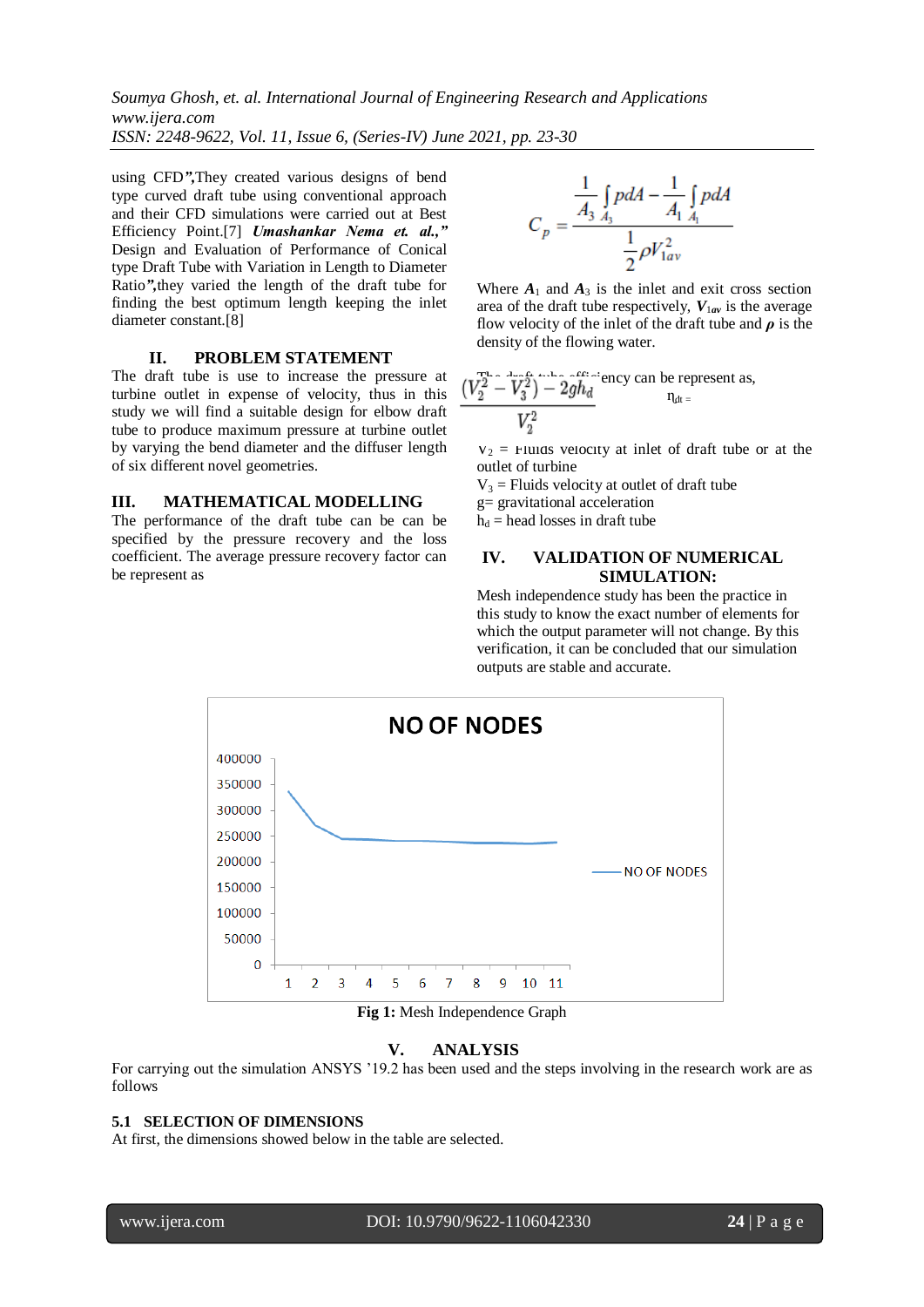using CFD**",**They created various designs of bend type curved draft tube using conventional approach and their CFD simulations were carried out at Best Efficiency Point.[7] ***Umashankar Nema et. al.,"*** Design and Evaluation of Performance of Conical type Draft Tube with Variation in Length to Diameter Ratio**",**they varied the length of the draft tube for finding the best optimum length keeping the inlet diameter constant.[8]

## II. PROBLEM STATEMENT

The draft tube is use to increase the pressure at turbine outlet in expense of velocity, thus in this study we will find a suitable design for elbow draft tube to produce maximum pressure at turbine outlet by varying the bend diameter and the diffuser length of six different novel geometries.

## III. MATHEMATICAL MODELLING

The performance of the draft tube can be can be specified by the pressure recovery and the loss coefficient. The average pressure recovery factor can be represent as

$$C_p = \frac{\frac{1}{A_3}\int_{A_3} pdA - \frac{1}{A_1}\int_{A_1} pdA}{\frac{1}{2}\rho V_{1av}^2}$$

Where $\boldsymbol{A}_1$ and $\boldsymbol{A}_3$ is the inlet and exit cross section area of the draft tube respectively, $\boldsymbol{V}_{1av}$ is the average flow velocity of the inlet of the draft tube and $\boldsymbol{\rho}$ is the density of the flowing water.

The draft tube efficiency can be represent as,

$$\eta_{dt} = \frac{(V_2^2 - V_3^2) - 2gh_d}{V_2^2}$$

$V_2$ = Fluids velocity at inlet of draft tube or at the outlet of turbine
$V_3$ = Fluids velocity at outlet of draft tube
g= gravitational acceleration
$h_d$ = head losses in draft tube

## IV. VALIDATION OF NUMERICAL SIMULATION:

Mesh independence study has been the practice in this study to know the exact number of elements for which the output parameter will not change. By this verification, it can be concluded that our simulation outputs are stable and accurate.

**Fig 1:** Mesh Independence Graph

## V. ANALYSIS

For carrying out the simulation ANSYS '19.2 has been used and the steps involving in the research work are as follows

### 5.1 SELECTION OF DIMENSIONS

At first, the dimensions showed below in the table are selected.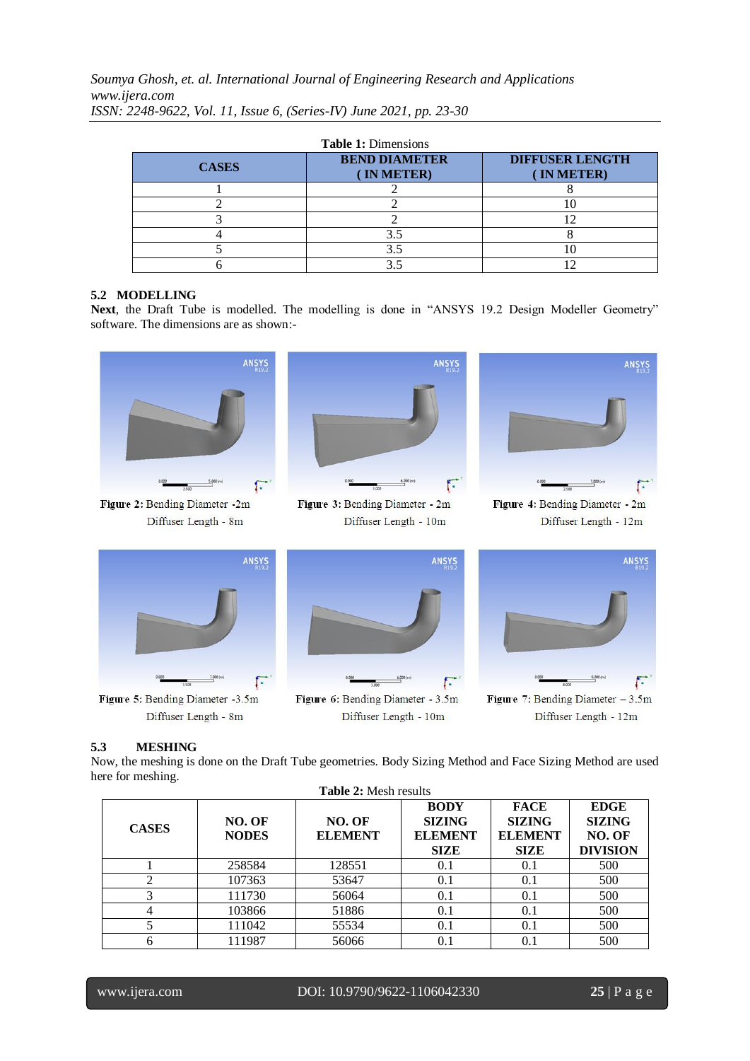**Table 1:** Dimensions

| CASES | BEND DIAMETER ( IN METER) | DIFFUSER LENGTH ( IN METER) |
|---|---|---|
| 1 | 2 | 8 |
| 2 | 2 | 10 |
| 3 | 2 | 12 |
| 4 | 3.5 | 8 |
| 5 | 3.5 | 10 |
| 6 | 3.5 | 12 |

### 5.2 MODELLING

**Next**, the Draft Tube is modelled. The modelling is done in "ANSYS 19.2 Design Modeller Geometry" software. The dimensions are as shown:-

**Figure 2:** Bending Diameter -2m Diffuser Length - 8m

**Figure 3:** Bending Diameter - 2m Diffuser Length - 10m

**Figure 4:** Bending Diameter - 2m Diffuser Length - 12m

**Figure 5:** Bending Diameter -3.5m Diffuser Length - 8m

**Figure 6:** Bending Diameter - 3.5m Diffuser Length - 10m

**Figure 7:** Bending Diameter – 3.5m Diffuser Length - 12m

### 5.3 MESHING

Now, the meshing is done on the Draft Tube geometries. Body Sizing Method and Face Sizing Method are used here for meshing.

**Table 2:** Mesh results

| CASES | NO. OF NODES | NO. OF ELEMENT | BODY SIZING ELEMENT SIZE | FACE SIZING ELEMENT SIZE | EDGE SIZING NO. OF DIVISION |
|---|---|---|---|---|---|
| 1 | 258584 | 128551 | 0.1 | 0.1 | 500 |
| 2 | 107363 | 53647 | 0.1 | 0.1 | 500 |
| 3 | 111730 | 56064 | 0.1 | 0.1 | 500 |
| 4 | 103866 | 51886 | 0.1 | 0.1 | 500 |
| 5 | 111042 | 55534 | 0.1 | 0.1 | 500 |
| 6 | 111987 | 56066 | 0.1 | 0.1 | 500 |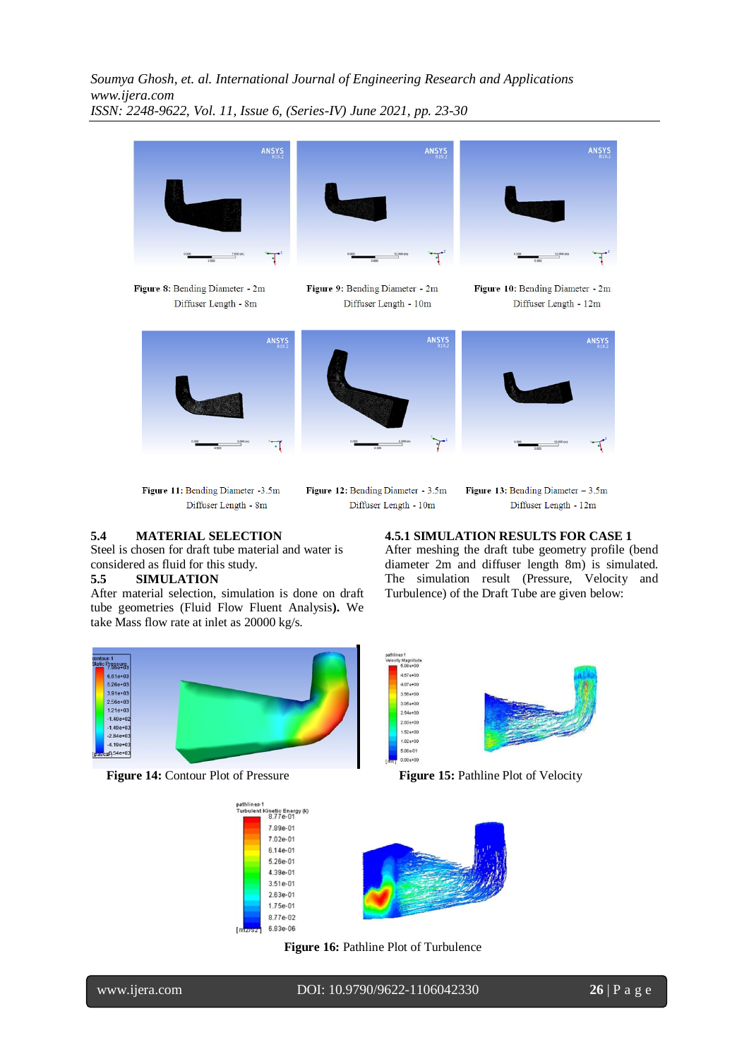**Figure 8**: Bending Diameter - 2m Diffuser Length - 8m

**Figure 9**: Bending Diameter - 2m Diffuser Length - 10m

**Figure 10**: Bending Diameter - 2m Diffuser Length - 12m

**Figure 11**: Bending Diameter -3.5m Diffuser Length - 8m

**Figure 12**: Bending Diameter - 3.5m Diffuser Length - 10m

**Figure 13**: Bending Diameter – 3.5m Diffuser Length - 12m

### 5.4 MATERIAL SELECTION

Steel is chosen for draft tube material and water is considered as fluid for this study.

### 5.5 SIMULATION

After material selection, simulation is done on draft tube geometries (Fluid Flow Fluent Analysis**).** We take Mass flow rate at inlet as 20000 kg/s.

#### 4.5.1 SIMULATION RESULTS FOR CASE 1

After meshing the draft tube geometry profile (bend diameter 2m and diffuser length 8m) is simulated. The simulation result (Pressure, Velocity and Turbulence) of the Draft Tube are given below:

**Figure 14:** Contour Plot of Pressure

**Figure 15:** Pathline Plot of Velocity

**Figure 16:** Pathline Plot of Turbulence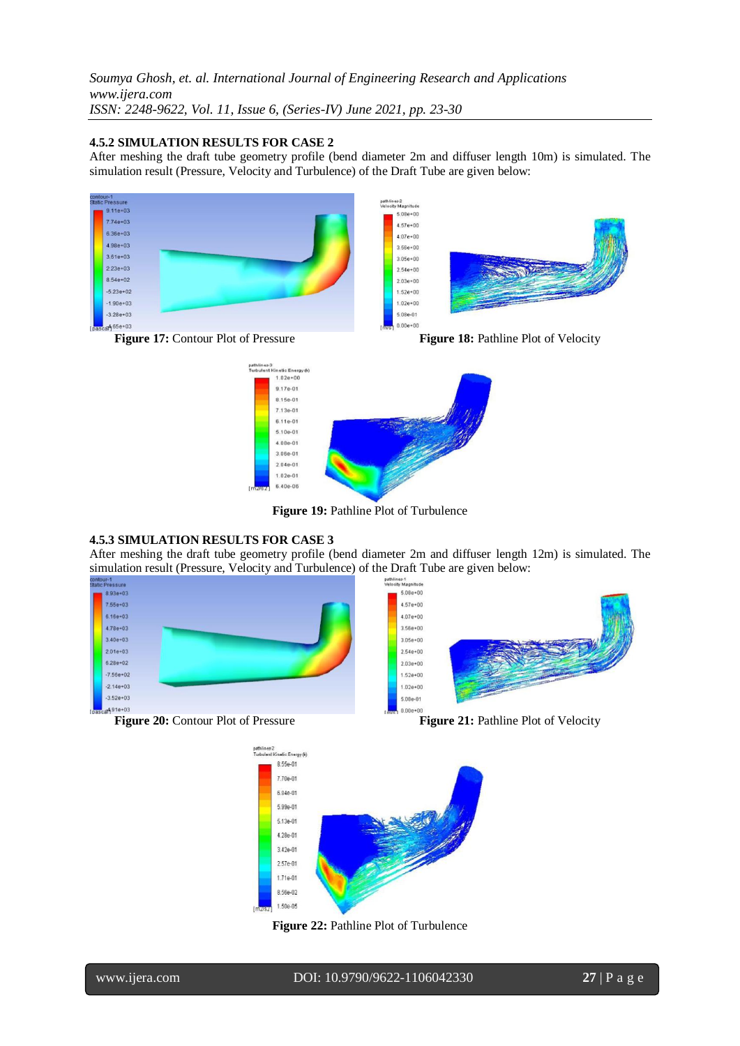### 4.5.2 SIMULATION RESULTS FOR CASE 2

After meshing the draft tube geometry profile (bend diameter 2m and diffuser length 10m) is simulated. The simulation result (Pressure, Velocity and Turbulence) of the Draft Tube are given below:

**Figure 17:** Contour Plot of Pressure

**Figure 18:** Pathline Plot of Velocity

**Figure 19:** Pathline Plot of Turbulence

### 4.5.3 SIMULATION RESULTS FOR CASE 3

After meshing the draft tube geometry profile (bend diameter 2m and diffuser length 12m) is simulated. The simulation result (Pressure, Velocity and Turbulence) of the Draft Tube are given below:

**Figure 20:** Contour Plot of Pressure

**Figure 21:** Pathline Plot of Velocity

**Figure 22:** Pathline Plot of Turbulence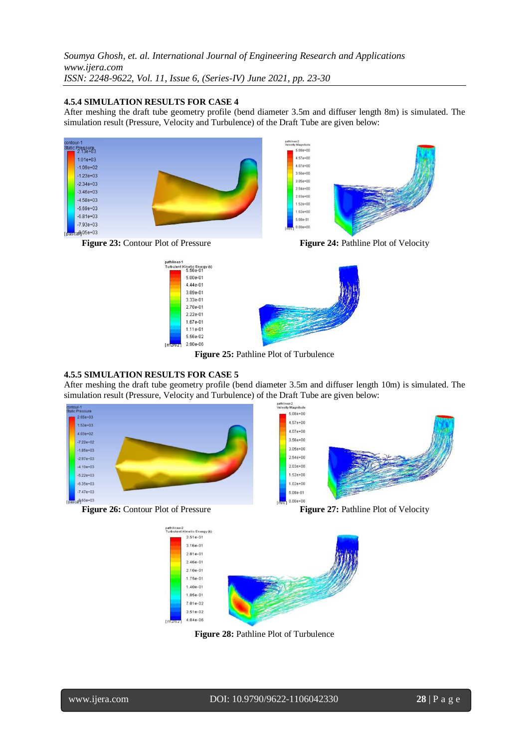### 4.5.4 SIMULATION RESULTS FOR CASE 4

After meshing the draft tube geometry profile (bend diameter 3.5m and diffuser length 8m) is simulated. The simulation result (Pressure, Velocity and Turbulence) of the Draft Tube are given below:

**Figure 23:** Contour Plot of Pressure

**Figure 24:** Pathline Plot of Velocity

**Figure 25:** Pathline Plot of Turbulence

### 4.5.5 SIMULATION RESULTS FOR CASE 5

After meshing the draft tube geometry profile (bend diameter 3.5m and diffuser length 10m) is simulated. The simulation result (Pressure, Velocity and Turbulence) of the Draft Tube are given below:

**Figure 26:** Contour Plot of Pressure

**Figure 27:** Pathline Plot of Velocity

**Figure 28:** Pathline Plot of Turbulence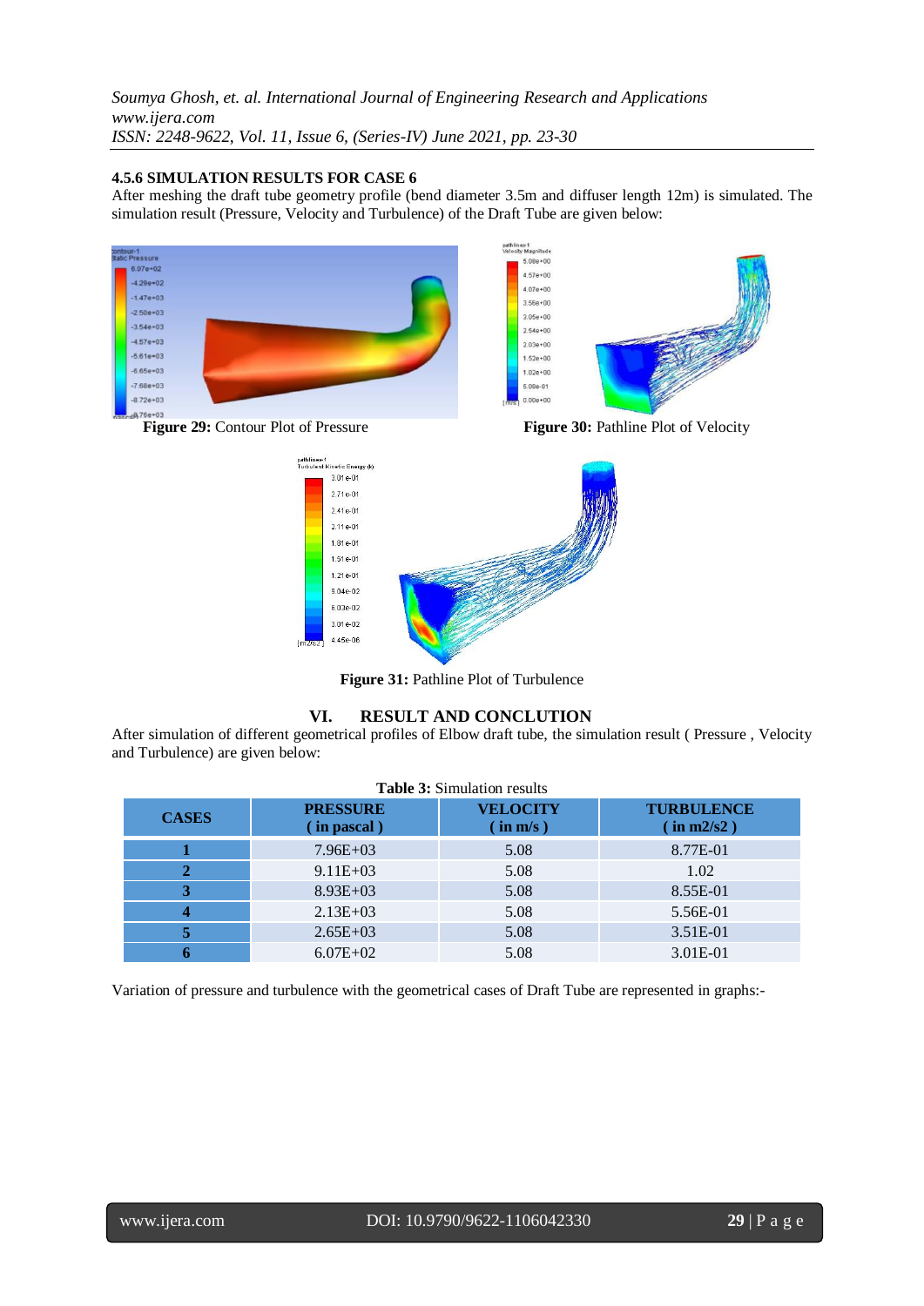### 4.5.6 SIMULATION RESULTS FOR CASE 6

After meshing the draft tube geometry profile (bend diameter 3.5m and diffuser length 12m) is simulated. The simulation result (Pressure, Velocity and Turbulence) of the Draft Tube are given below:

**Figure 29:** Contour Plot of Pressure

**Figure 30:** Pathline Plot of Velocity

**Figure 31:** Pathline Plot of Turbulence

## VI. RESULT AND CONCLUTION

After simulation of different geometrical profiles of Elbow draft tube, the simulation result ( Pressure , Velocity and Turbulence) are given below:

**Table 3:** Simulation results

| CASES | PRESSURE ( in pascal ) | VELOCITY ( in m/s ) | TURBULENCE ( in m2/s2 ) |
|---|---|---|---|
| 1 | 7.96E+03 | 5.08 | 8.77E-01 |
| 2 | 9.11E+03 | 5.08 | 1.02 |
| 3 | 8.93E+03 | 5.08 | 8.55E-01 |
| 4 | 2.13E+03 | 5.08 | 5.56E-01 |
| 5 | 2.65E+03 | 5.08 | 3.51E-01 |
| 6 | 6.07E+02 | 5.08 | 3.01E-01 |

Variation of pressure and turbulence with the geometrical cases of Draft Tube are represented in graphs:-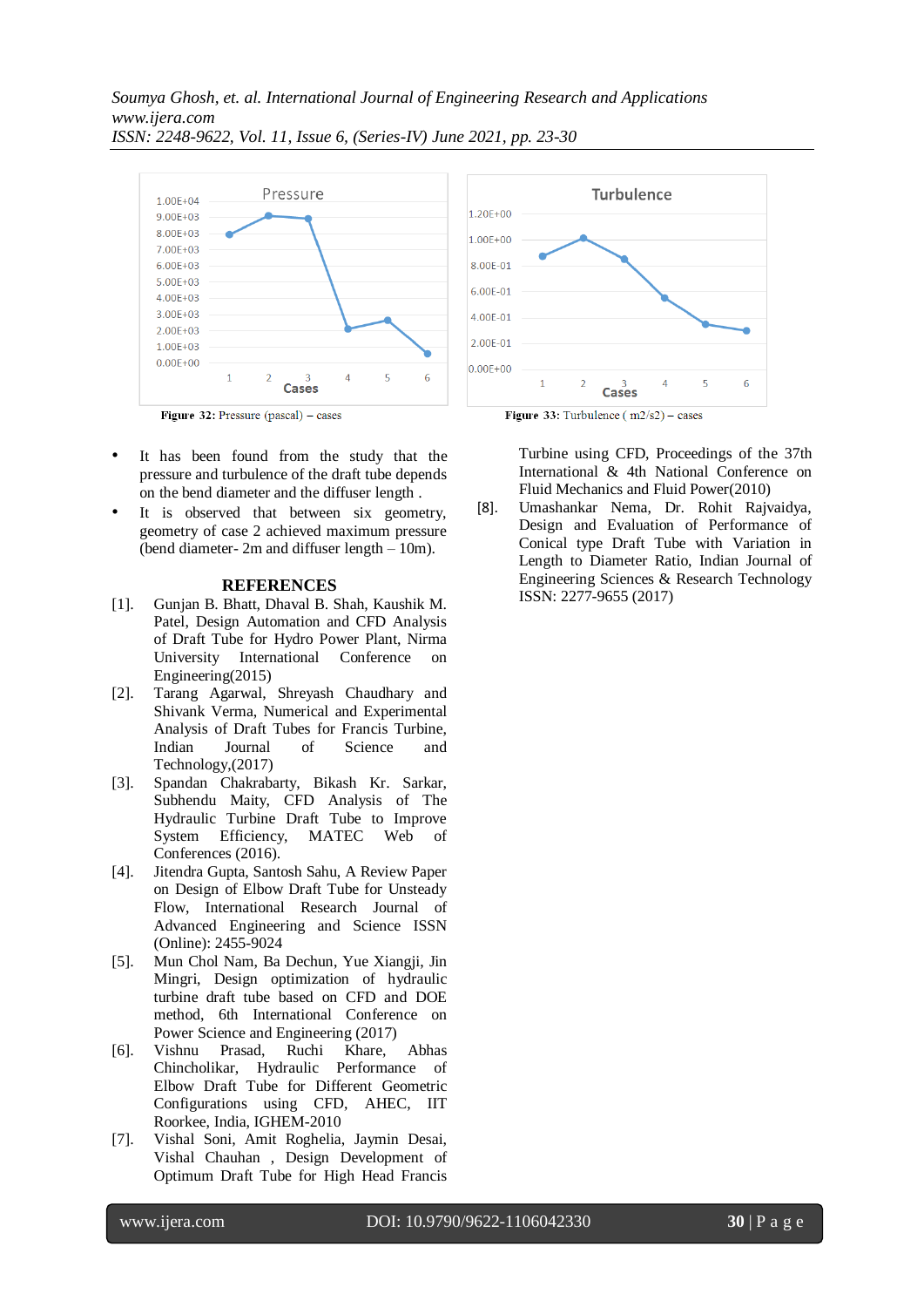Pressure

1.00E+04
9.00E+03
8.00E+03
7.00E+03
6.00E+03
5.00E+03
4.00E+03
3.00E+03
2.00E+03
1.00E+03
0.00E+00

1 2 3 4 5 6

Cases

**Figure 32:** Pressure (pascal) – cases

Turbulence

1.20E+00
1.00E+00
8.00E-01
6.00E-01
4.00E-01
2.00E-01
0.00E+00

1 2 3 4 5 6

Cases

**Figure 33:** Turbulence ( m2/s2) – cases

- It has been found from the study that the pressure and turbulence of the draft tube depends on the bend diameter and the diffuser length .
- It is observed that between six geometry, geometry of case 2 achieved maximum pressure (bend diameter- 2m and diffuser length – 10m).

## REFERENCES

[1]. Gunjan B. Bhatt, Dhaval B. Shah, Kaushik M. Patel, Design Automation and CFD Analysis of Draft Tube for Hydro Power Plant, Nirma University International Conference on Engineering(2015)

[2]. Tarang Agarwal, Shreyash Chaudhary and Shivank Verma, Numerical and Experimental Analysis of Draft Tubes for Francis Turbine, Indian Journal of Science and Technology,(2017)

[3]. Spandan Chakrabarty, Bikash Kr. Sarkar, Subhendu Maity, CFD Analysis of The Hydraulic Turbine Draft Tube to Improve System Efficiency, MATEC Web of Conferences (2016).

[4]. Jitendra Gupta, Santosh Sahu, A Review Paper on Design of Elbow Draft Tube for Unsteady Flow, International Research Journal of Advanced Engineering and Science ISSN (Online): 2455-9024

[5]. Mun Chol Nam, Ba Dechun, Yue Xiangji, Jin Mingri, Design optimization of hydraulic turbine draft tube based on CFD and DOE method, 6th International Conference on Power Science and Engineering (2017)

[6]. Vishnu Prasad, Ruchi Khare, Abhas Chincholikar, Hydraulic Performance of Elbow Draft Tube for Different Geometric Configurations using CFD, AHEC, IIT Roorkee, India, IGHEM-2010

[7]. Vishal Soni, Amit Roghelia, Jaymin Desai, Vishal Chauhan , Design Development of Optimum Draft Tube for High Head Francis Turbine using CFD, Proceedings of the 37th International & 4th National Conference on Fluid Mechanics and Fluid Power(2010)

[8]. Umashankar Nema, Dr. Rohit Rajvaidya, Design and Evaluation of Performance of Conical type Draft Tube with Variation in Length to Diameter Ratio, Indian Journal of Engineering Sciences & Research Technology ISSN: 2277-9655 (2017)